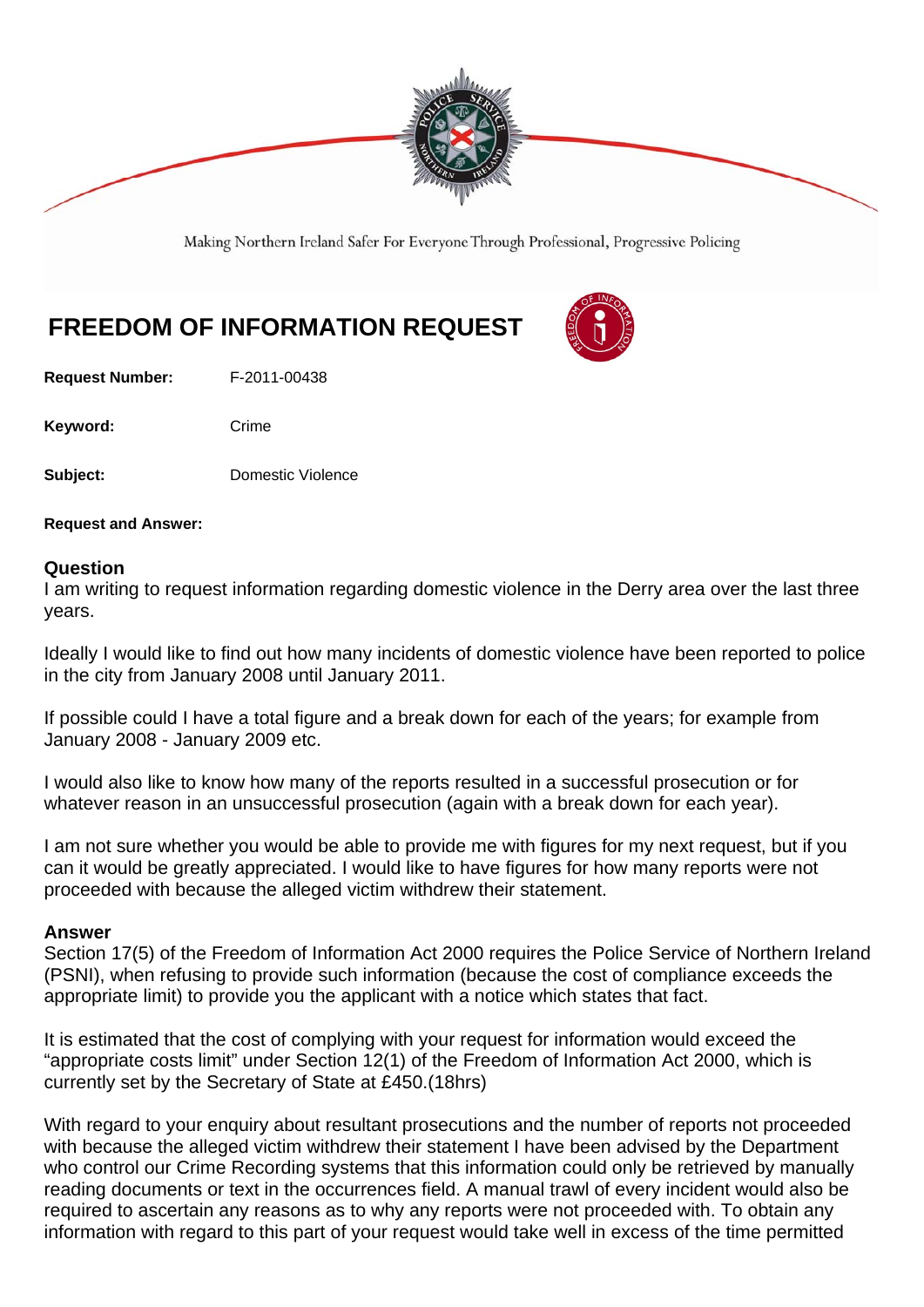Making Northern Ireland Safer For Everyone Through Professional, Progressive Policing

# FREEDOM OF INFORMATION REQUEST

**Request Number:** F-2011-00438

**Keyword:** Crime

**Subject:** Domestic Violence

**Request and Answer:**

## Question

I am writing to request information regarding domestic violence in the Derry area over the last three years.

Ideally I would like to find out how many incidents of domestic violence have been reported to police in the city from January 2008 until January 2011.

If possible could I have a total figure and a break down for each of the years; for example from January 2008 - January 2009 etc.

I would also like to know how many of the reports resulted in a successful prosecution or for whatever reason in an unsuccessful prosecution (again with a break down for each year).

I am not sure whether you would be able to provide me with figures for my next request, but if you can it would be greatly appreciated. I would like to have figures for how many reports were not proceeded with because the alleged victim withdrew their statement.

## Answer

Section 17(5) of the Freedom of Information Act 2000 requires the Police Service of Northern Ireland (PSNI), when refusing to provide such information (because the cost of compliance exceeds the appropriate limit) to provide you the applicant with a notice which states that fact.

It is estimated that the cost of complying with your request for information would exceed the "appropriate costs limit" under Section 12(1) of the Freedom of Information Act 2000, which is currently set by the Secretary of State at £450.(18hrs)

With regard to your enquiry about resultant prosecutions and the number of reports not proceeded with because the alleged victim withdrew their statement I have been advised by the Department who control our Crime Recording systems that this information could only be retrieved by manually reading documents or text in the occurrences field. A manual trawl of every incident would also be required to ascertain any reasons as to why any reports were not proceeded with. To obtain any information with regard to this part of your request would take well in excess of the time permitted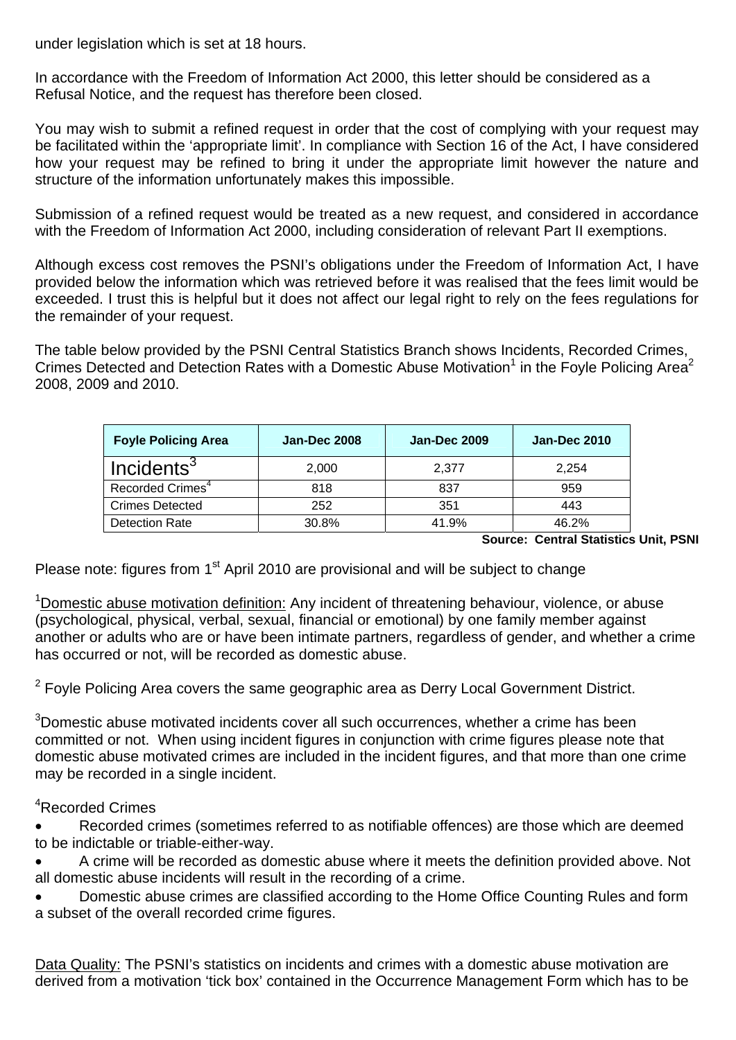under legislation which is set at 18 hours.

In accordance with the Freedom of Information Act 2000, this letter should be considered as a Refusal Notice, and the request has therefore been closed.

You may wish to submit a refined request in order that the cost of complying with your request may be facilitated within the 'appropriate limit'. In compliance with Section 16 of the Act, I have considered how your request may be refined to bring it under the appropriate limit however the nature and structure of the information unfortunately makes this impossible.

Submission of a refined request would be treated as a new request, and considered in accordance with the Freedom of Information Act 2000, including consideration of relevant Part II exemptions.

Although excess cost removes the PSNI's obligations under the Freedom of Information Act, I have provided below the information which was retrieved before it was realised that the fees limit would be exceeded. I trust this is helpful but it does not affect our legal right to rely on the fees regulations for the remainder of your request.

The table below provided by the PSNI Central Statistics Branch shows Incidents, Recorded Crimes, Crimes Detected and Detection Rates with a Domestic Abuse Motivation[1] in the Foyle Policing Area[2] 2008, 2009 and 2010.

| Foyle Policing Area | Jan-Dec 2008 | Jan-Dec 2009 | Jan-Dec 2010 |
|---|---|---|---|
| Incidents[3] | 2,000 | 2,377 | 2,254 |
| Recorded Crimes[4] | 818 | 837 | 959 |
| Crimes Detected | 252 | 351 | 443 |
| Detection Rate | 30.8% | 41.9% | 46.2% |

**Source: Central Statistics Unit, PSNI**

Please note: figures from 1st April 2010 are provisional and will be subject to change

[1]Domestic abuse motivation definition: Any incident of threatening behaviour, violence, or abuse (psychological, physical, verbal, sexual, financial or emotional) by one family member against another or adults who are or have been intimate partners, regardless of gender, and whether a crime has occurred or not, will be recorded as domestic abuse.

[2] Foyle Policing Area covers the same geographic area as Derry Local Government District.

[3]Domestic abuse motivated incidents cover all such occurrences, whether a crime has been committed or not. When using incident figures in conjunction with crime figures please note that domestic abuse motivated crimes are included in the incident figures, and that more than one crime may be recorded in a single incident.

[4]Recorded Crimes

- Recorded crimes (sometimes referred to as notifiable offences) are those which are deemed to be indictable or triable-either-way.
- A crime will be recorded as domestic abuse where it meets the definition provided above. Not all domestic abuse incidents will result in the recording of a crime.
- Domestic abuse crimes are classified according to the Home Office Counting Rules and form a subset of the overall recorded crime figures.

Data Quality: The PSNI's statistics on incidents and crimes with a domestic abuse motivation are derived from a motivation 'tick box' contained in the Occurrence Management Form which has to be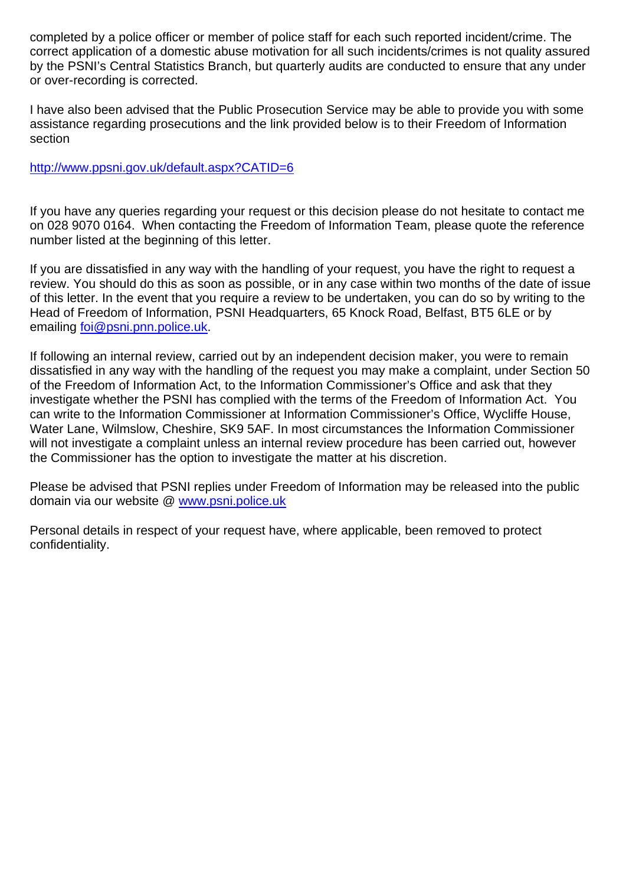completed by a police officer or member of police staff for each such reported incident/crime. The correct application of a domestic abuse motivation for all such incidents/crimes is not quality assured by the PSNI's Central Statistics Branch, but quarterly audits are conducted to ensure that any under or over-recording is corrected.

I have also been advised that the Public Prosecution Service may be able to provide you with some assistance regarding prosecutions and the link provided below is to their Freedom of Information section

http://www.ppsni.gov.uk/default.aspx?CATID=6

If you have any queries regarding your request or this decision please do not hesitate to contact me on 028 9070 0164. When contacting the Freedom of Information Team, please quote the reference number listed at the beginning of this letter.

If you are dissatisfied in any way with the handling of your request, you have the right to request a review. You should do this as soon as possible, or in any case within two months of the date of issue of this letter. In the event that you require a review to be undertaken, you can do so by writing to the Head of Freedom of Information, PSNI Headquarters, 65 Knock Road, Belfast, BT5 6LE or by emailing foi@psni.pnn.police.uk.

If following an internal review, carried out by an independent decision maker, you were to remain dissatisfied in any way with the handling of the request you may make a complaint, under Section 50 of the Freedom of Information Act, to the Information Commissioner's Office and ask that they investigate whether the PSNI has complied with the terms of the Freedom of Information Act. You can write to the Information Commissioner at Information Commissioner's Office, Wycliffe House, Water Lane, Wilmslow, Cheshire, SK9 5AF. In most circumstances the Information Commissioner will not investigate a complaint unless an internal review procedure has been carried out, however the Commissioner has the option to investigate the matter at his discretion.

Please be advised that PSNI replies under Freedom of Information may be released into the public domain via our website @ www.psni.police.uk

Personal details in respect of your request have, where applicable, been removed to protect confidentiality.